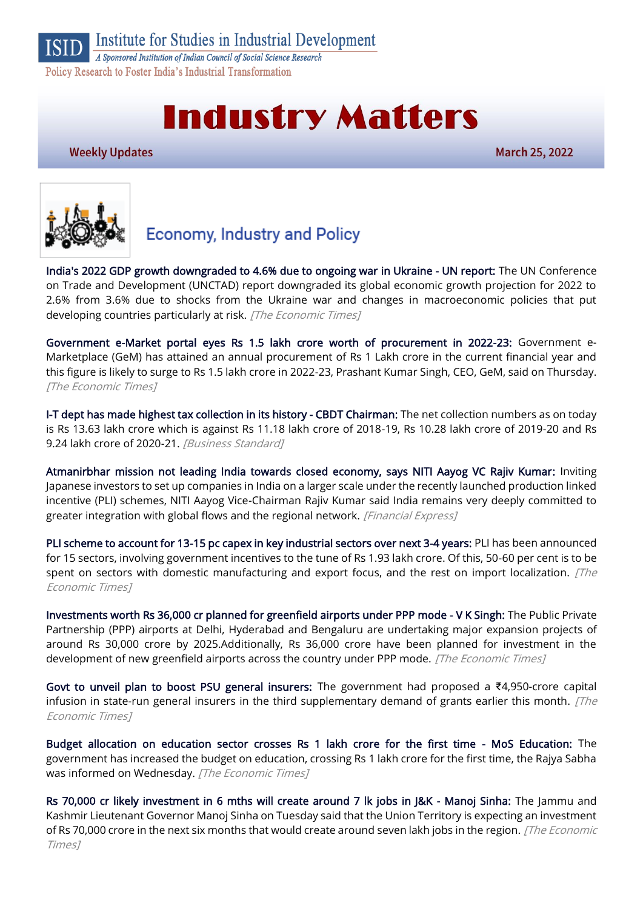Institute for Studies in Industrial Development

*A Sponsored Institution of Indian Council of Social Science Research*

Policy Research to Foster India's Industrial Transformation

# Industry Matters

**Weekly Updates** **March 25, 2022**

## Economy, Industry and Policy

**India's 2022 GDP growth downgraded to 4.6% due to ongoing war in Ukraine - UN report:** The UN Conference on Trade and Development (UNCTAD) report downgraded its global economic growth projection for 2022 to 2.6% from 3.6% due to shocks from the Ukraine war and changes in macroeconomic policies that put developing countries particularly at risk. *[The Economic Times]*

**Government e-Market portal eyes Rs 1.5 lakh crore worth of procurement in 2022-23:** Government e-Marketplace (GeM) has attained an annual procurement of Rs 1 Lakh crore in the current financial year and this figure is likely to surge to Rs 1.5 lakh crore in 2022-23, Prashant Kumar Singh, CEO, GeM, said on Thursday. *[The Economic Times]*

**I-T dept has made highest tax collection in its history - CBDT Chairman:** The net collection numbers as on today is Rs 13.63 lakh crore which is against Rs 11.18 lakh crore of 2018-19, Rs 10.28 lakh crore of 2019-20 and Rs 9.24 lakh crore of 2020-21. *[Business Standard]*

**Atmanirbhar mission not leading India towards closed economy, says NITI Aayog VC Rajiv Kumar:** Inviting Japanese investors to set up companies in India on a larger scale under the recently launched production linked incentive (PLI) schemes, NITI Aayog Vice-Chairman Rajiv Kumar said India remains very deeply committed to greater integration with global flows and the regional network. *[Financial Express]*

**PLI scheme to account for 13-15 pc capex in key industrial sectors over next 3-4 years:** PLI has been announced for 15 sectors, involving government incentives to the tune of Rs 1.93 lakh crore. Of this, 50-60 per cent is to be spent on sectors with domestic manufacturing and export focus, and the rest on import localization. *[The Economic Times]*

**Investments worth Rs 36,000 cr planned for greenfield airports under PPP mode - V K Singh:** The Public Private Partnership (PPP) airports at Delhi, Hyderabad and Bengaluru are undertaking major expansion projects of around Rs 30,000 crore by 2025.Additionally, Rs 36,000 crore have been planned for investment in the development of new greenfield airports across the country under PPP mode. *[The Economic Times]*

**Govt to unveil plan to boost PSU general insurers:** The government had proposed a ₹4,950-crore capital infusion in state-run general insurers in the third supplementary demand of grants earlier this month. *[The Economic Times]*

**Budget allocation on education sector crosses Rs 1 lakh crore for the first time - MoS Education:** The government has increased the budget on education, crossing Rs 1 lakh crore for the first time, the Rajya Sabha was informed on Wednesday. *[The Economic Times]*

**Rs 70,000 cr likely investment in 6 mths will create around 7 lk jobs in J&K - Manoj Sinha:** The Jammu and Kashmir Lieutenant Governor Manoj Sinha on Tuesday said that the Union Territory is expecting an investment of Rs 70,000 crore in the next six months that would create around seven lakh jobs in the region. *[The Economic Times]*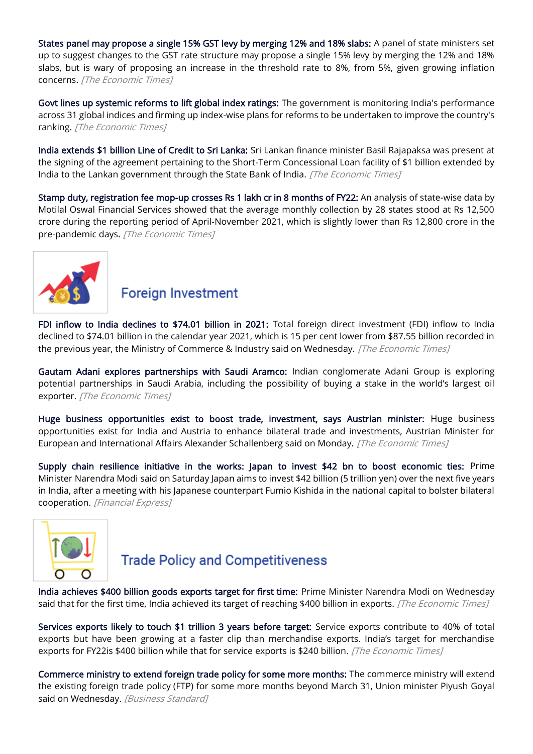**States panel may propose a single 15% GST levy by merging 12% and 18% slabs:** A panel of state ministers set up to suggest changes to the GST rate structure may propose a single 15% levy by merging the 12% and 18% slabs, but is wary of proposing an increase in the threshold rate to 8%, from 5%, given growing inflation concerns. *[The Economic Times]*

**Govt lines up systemic reforms to lift global index ratings:** The government is monitoring India's performance across 31 global indices and firming up index-wise plans for reforms to be undertaken to improve the country's ranking. *[The Economic Times]*

**India extends $1 billion Line of Credit to Sri Lanka:** Sri Lankan finance minister Basil Rajapaksa was present at the signing of the agreement pertaining to the Short-Term Concessional Loan facility of $1 billion extended by India to the Lankan government through the State Bank of India. *[The Economic Times]*

**Stamp duty, registration fee mop-up crosses Rs 1 lakh cr in 8 months of FY22:** An analysis of state-wise data by Motilal Oswal Financial Services showed that the average monthly collection by 28 states stood at Rs 12,500 crore during the reporting period of April-November 2021, which is slightly lower than Rs 12,800 crore in the pre-pandemic days. *[The Economic Times]*

## Foreign Investment

**FDI inflow to India declines to $74.01 billion in 2021:** Total foreign direct investment (FDI) inflow to India declined to $74.01 billion in the calendar year 2021, which is 15 per cent lower from $87.55 billion recorded in the previous year, the Ministry of Commerce & Industry said on Wednesday. *[The Economic Times]*

**Gautam Adani explores partnerships with Saudi Aramco:** Indian conglomerate Adani Group is exploring potential partnerships in Saudi Arabia, including the possibility of buying a stake in the world's largest oil exporter. *[The Economic Times]*

**Huge business opportunities exist to boost trade, investment, says Austrian minister:** Huge business opportunities exist for India and Austria to enhance bilateral trade and investments, Austrian Minister for European and International Affairs Alexander Schallenberg said on Monday. *[The Economic Times]*

**Supply chain resilience initiative in the works: Japan to invest $42 bn to boost economic ties:** Prime Minister Narendra Modi said on Saturday Japan aims to invest $42 billion (5 trillion yen) over the next five years in India, after a meeting with his Japanese counterpart Fumio Kishida in the national capital to bolster bilateral cooperation. *[Financial Express]*

## Trade Policy and Competitiveness

**India achieves $400 billion goods exports target for first time:** Prime Minister Narendra Modi on Wednesday said that for the first time, India achieved its target of reaching $400 billion in exports. *[The Economic Times]*

**Services exports likely to touch $1 trillion 3 years before target:** Service exports contribute to 40% of total exports but have been growing at a faster clip than merchandise exports. India's target for merchandise exports for FY22is $400 billion while that for service exports is $240 billion. *[The Economic Times]*

**Commerce ministry to extend foreign trade policy for some more months:** The commerce ministry will extend the existing foreign trade policy (FTP) for some more months beyond March 31, Union minister Piyush Goyal said on Wednesday. *[Business Standard]*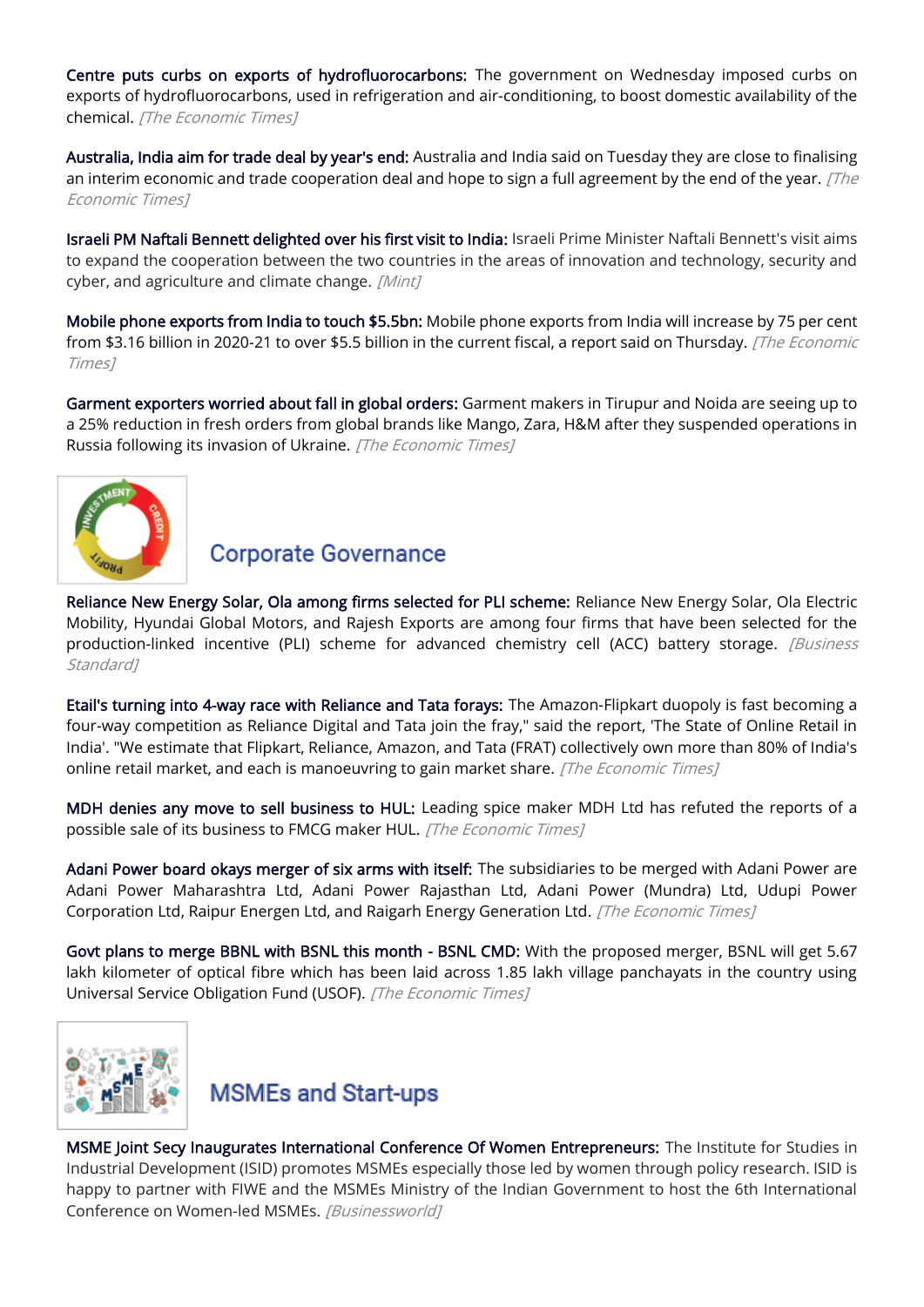**Centre puts curbs on exports of hydrofluorocarbons:** The government on Wednesday imposed curbs on exports of hydrofluorocarbons, used in refrigeration and air-conditioning, to boost domestic availability of the chemical. *[The Economic Times]*

**Australia, India aim for trade deal by year's end:** Australia and India said on Tuesday they are close to finalising an interim economic and trade cooperation deal and hope to sign a full agreement by the end of the year. *[The Economic Times]*

**Israeli PM Naftali Bennett delighted over his first visit to India:** Israeli Prime Minister Naftali Bennett's visit aims to expand the cooperation between the two countries in the areas of innovation and technology, security and cyber, and agriculture and climate change. *[Mint]*

**Mobile phone exports from India to touch $5.5bn:** Mobile phone exports from India will increase by 75 per cent from $3.16 billion in 2020-21 to over $5.5 billion in the current fiscal, a report said on Thursday. *[The Economic Times]*

**Garment exporters worried about fall in global orders:** Garment makers in Tirupur and Noida are seeing up to a 25% reduction in fresh orders from global brands like Mango, Zara, H&M after they suspended operations in Russia following its invasion of Ukraine. *[The Economic Times]*

## Corporate Governance

**Reliance New Energy Solar, Ola among firms selected for PLI scheme:** Reliance New Energy Solar, Ola Electric Mobility, Hyundai Global Motors, and Rajesh Exports are among four firms that have been selected for the production-linked incentive (PLI) scheme for advanced chemistry cell (ACC) battery storage. *[Business Standard]*

**Etail's turning into 4-way race with Reliance and Tata forays:** The Amazon-Flipkart duopoly is fast becoming a four-way competition as Reliance Digital and Tata join the fray," said the report, 'The State of Online Retail in India'. "We estimate that Flipkart, Reliance, Amazon, and Tata (FRAT) collectively own more than 80% of India's online retail market, and each is manoeuvring to gain market share. *[The Economic Times]*

**MDH denies any move to sell business to HUL:** Leading spice maker MDH Ltd has refuted the reports of a possible sale of its business to FMCG maker HUL. *[The Economic Times]*

**Adani Power board okays merger of six arms with itself:** The subsidiaries to be merged with Adani Power are Adani Power Maharashtra Ltd, Adani Power Rajasthan Ltd, Adani Power (Mundra) Ltd, Udupi Power Corporation Ltd, Raipur Energen Ltd, and Raigarh Energy Generation Ltd. *[The Economic Times]*

**Govt plans to merge BBNL with BSNL this month - BSNL CMD:** With the proposed merger, BSNL will get 5.67 lakh kilometer of optical fibre which has been laid across 1.85 lakh village panchayats in the country using Universal Service Obligation Fund (USOF). *[The Economic Times]*

## MSMEs and Start-ups

**MSME Joint Secy Inaugurates International Conference Of Women Entrepreneurs:** The Institute for Studies in Industrial Development (ISID) promotes MSMEs especially those led by women through policy research. ISID is happy to partner with FIWE and the MSMEs Ministry of the Indian Government to host the 6th International Conference on Women-led MSMEs. *[Businessworld]*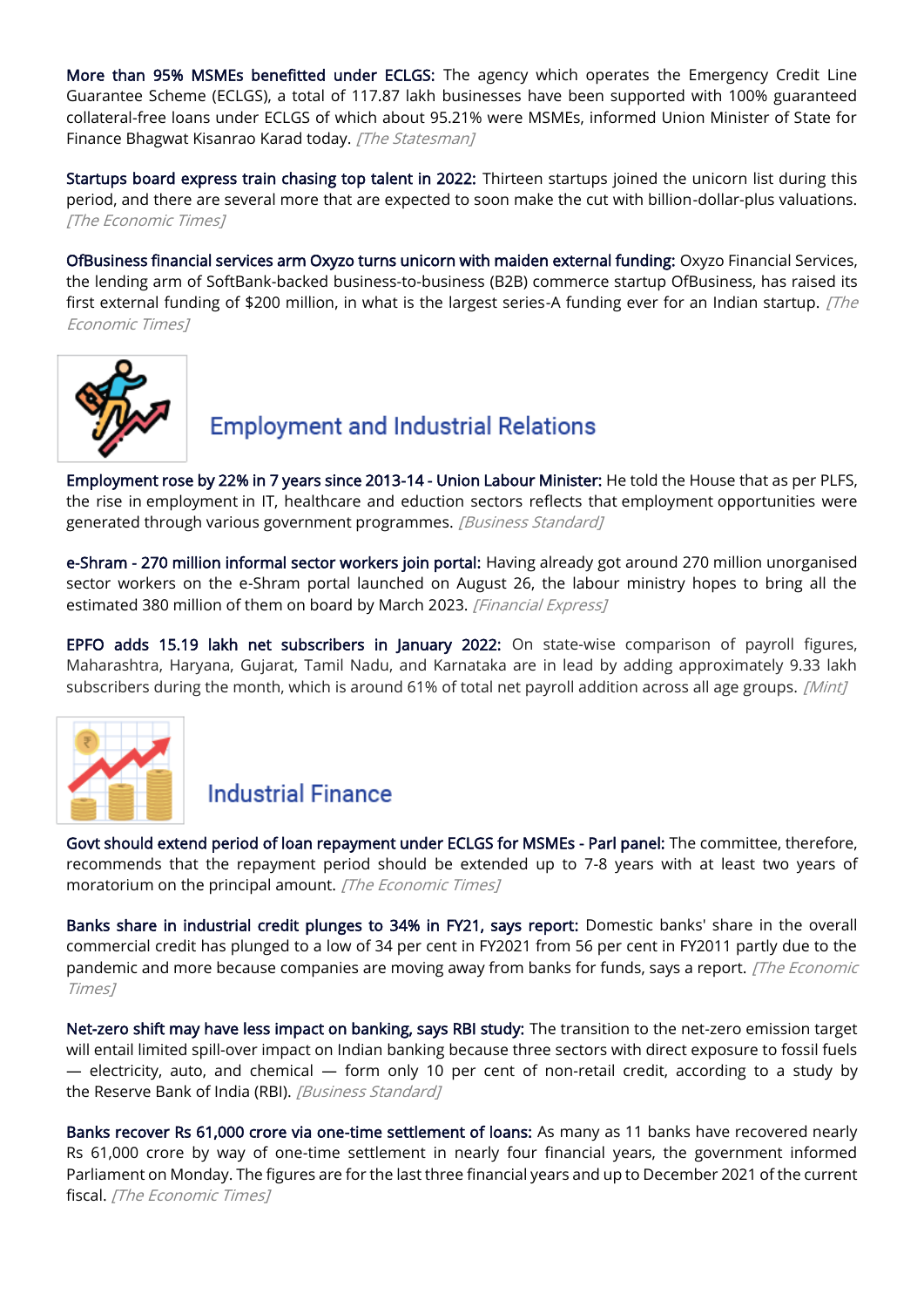**More than 95% MSMEs benefitted under ECLGS:** The agency which operates the Emergency Credit Line Guarantee Scheme (ECLGS), a total of 117.87 lakh businesses have been supported with 100% guaranteed collateral-free loans under ECLGS of which about 95.21% were MSMEs, informed Union Minister of State for Finance Bhagwat Kisanrao Karad today. *[The Statesman]*

**Startups board express train chasing top talent in 2022:** Thirteen startups joined the unicorn list during this period, and there are several more that are expected to soon make the cut with billion-dollar-plus valuations. *[The Economic Times]*

**OfBusiness financial services arm Oxyzo turns unicorn with maiden external funding:** Oxyzo Financial Services, the lending arm of SoftBank-backed business-to-business (B2B) commerce startup OfBusiness, has raised its first external funding of $200 million, in what is the largest series-A funding ever for an Indian startup. *[The Economic Times]*

## Employment and Industrial Relations

**Employment rose by 22% in 7 years since 2013-14 - Union Labour Minister:** He told the House that as per PLFS, the rise in employment in IT, healthcare and eduction sectors reflects that employment opportunities were generated through various government programmes. *[Business Standard]*

**e-Shram - 270 million informal sector workers join portal:** Having already got around 270 million unorganised sector workers on the e-Shram portal launched on August 26, the labour ministry hopes to bring all the estimated 380 million of them on board by March 2023. *[Financial Express]*

**EPFO adds 15.19 lakh net subscribers in January 2022:** On state-wise comparison of payroll figures, Maharashtra, Haryana, Gujarat, Tamil Nadu, and Karnataka are in lead by adding approximately 9.33 lakh subscribers during the month, which is around 61% of total net payroll addition across all age groups. *[Mint]*

## Industrial Finance

**Govt should extend period of loan repayment under ECLGS for MSMEs - Parl panel:** The committee, therefore, recommends that the repayment period should be extended up to 7-8 years with at least two years of moratorium on the principal amount. *[The Economic Times]*

**Banks share in industrial credit plunges to 34% in FY21, says report:** Domestic banks' share in the overall commercial credit has plunged to a low of 34 per cent in FY2021 from 56 per cent in FY2011 partly due to the pandemic and more because companies are moving away from banks for funds, says a report. *[The Economic Times]*

**Net-zero shift may have less impact on banking, says RBI study:** The transition to the net-zero emission target will entail limited spill-over impact on Indian banking because three sectors with direct exposure to fossil fuels — electricity, auto, and chemical — form only 10 per cent of non-retail credit, according to a study by the Reserve Bank of India (RBI). *[Business Standard]*

**Banks recover Rs 61,000 crore via one-time settlement of loans:** As many as 11 banks have recovered nearly Rs 61,000 crore by way of one-time settlement in nearly four financial years, the government informed Parliament on Monday. The figures are for the last three financial years and up to December 2021 of the current fiscal. *[The Economic Times]*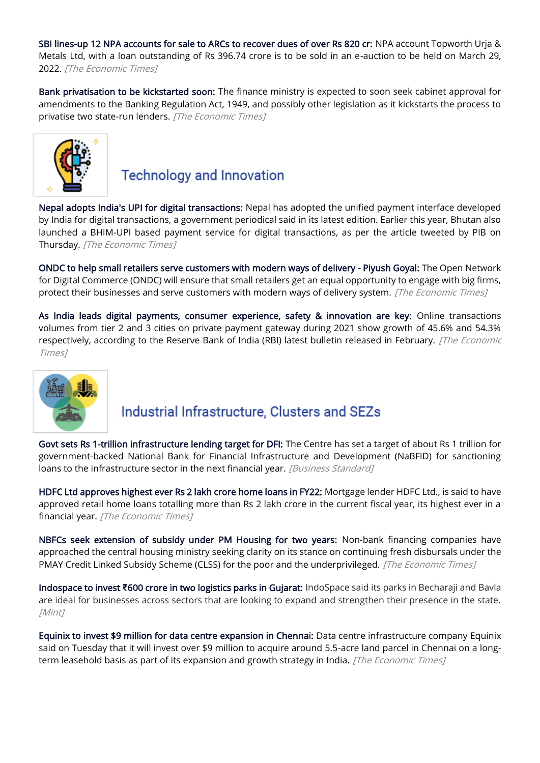**SBI lines-up 12 NPA accounts for sale to ARCs to recover dues of over Rs 820 cr:** NPA account Topworth Urja & Metals Ltd, with a loan outstanding of Rs 396.74 crore is to be sold in an e-auction to be held on March 29, 2022. *[The Economic Times]*

**Bank privatisation to be kickstarted soon:** The finance ministry is expected to soon seek cabinet approval for amendments to the Banking Regulation Act, 1949, and possibly other legislation as it kickstarts the process to privatise two state-run lenders. *[The Economic Times]*

## Technology and Innovation

**Nepal adopts India's UPI for digital transactions:** Nepal has adopted the unified payment interface developed by India for digital transactions, a government periodical said in its latest edition. Earlier this year, Bhutan also launched a BHIM-UPI based payment service for digital transactions, as per the article tweeted by PIB on Thursday. *[The Economic Times]*

**ONDC to help small retailers serve customers with modern ways of delivery - Piyush Goyal:** The Open Network for Digital Commerce (ONDC) will ensure that small retailers get an equal opportunity to engage with big firms, protect their businesses and serve customers with modern ways of delivery system. *[The Economic Times]*

**As India leads digital payments, consumer experience, safety & innovation are key:** Online transactions volumes from tier 2 and 3 cities on private payment gateway during 2021 show growth of 45.6% and 54.3% respectively, according to the Reserve Bank of India (RBI) latest bulletin released in February. *[The Economic Times]*

## Industrial Infrastructure, Clusters and SEZs

**Govt sets Rs 1-trillion infrastructure lending target for DFI:** The Centre has set a target of about Rs 1 trillion for government-backed National Bank for Financial Infrastructure and Development (NaBFID) for sanctioning loans to the infrastructure sector in the next financial year. *[Business Standard]*

**HDFC Ltd approves highest ever Rs 2 lakh crore home loans in FY22:** Mortgage lender HDFC Ltd., is said to have approved retail home loans totalling more than Rs 2 lakh crore in the current fiscal year, its highest ever in a financial year. *[The Economic Times]*

**NBFCs seek extension of subsidy under PM Housing for two years:** Non-bank financing companies have approached the central housing ministry seeking clarity on its stance on continuing fresh disbursals under the PMAY Credit Linked Subsidy Scheme (CLSS) for the poor and the underprivileged. *[The Economic Times]*

**Indospace to invest ₹600 crore in two logistics parks in Gujarat:** IndoSpace said its parks in Becharaji and Bavla are ideal for businesses across sectors that are looking to expand and strengthen their presence in the state. *[Mint]*

**Equinix to invest $9 million for data centre expansion in Chennai:** Data centre infrastructure company Equinix said on Tuesday that it will invest over $9 million to acquire around 5.5-acre land parcel in Chennai on a long-term leasehold basis as part of its expansion and growth strategy in India. *[The Economic Times]*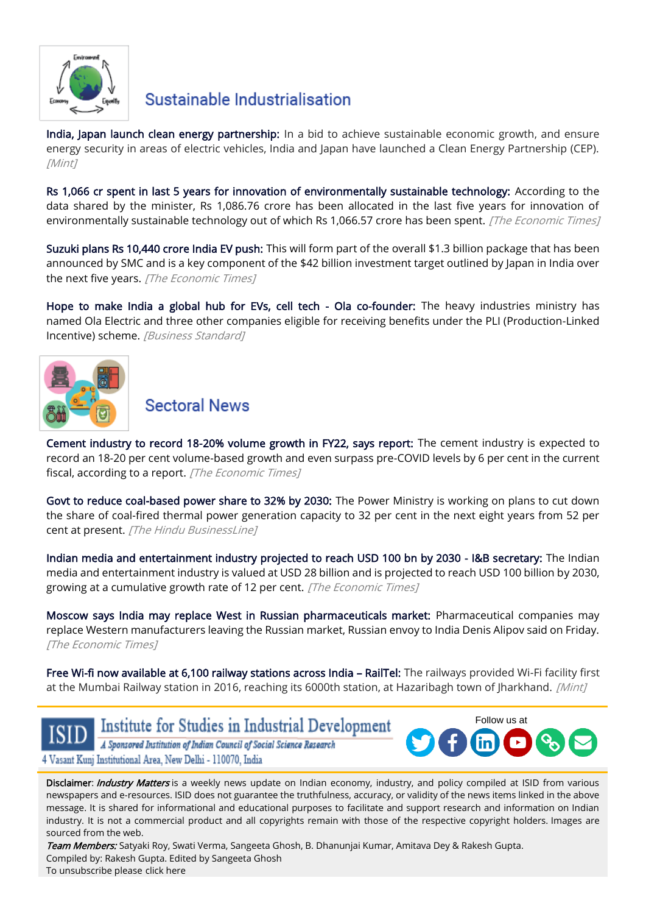## Sustainable Industrialisation

**India, Japan launch clean energy partnership:** In a bid to achieve sustainable economic growth, and ensure energy security in areas of electric vehicles, India and Japan have launched a Clean Energy Partnership (CEP). *[Mint]*

**Rs 1,066 cr spent in last 5 years for innovation of environmentally sustainable technology:** According to the data shared by the minister, Rs 1,086.76 crore has been allocated in the last five years for innovation of environmentally sustainable technology out of which Rs 1,066.57 crore has been spent. *[The Economic Times]*

**Suzuki plans Rs 10,440 crore India EV push:** This will form part of the overall $1.3 billion package that has been announced by SMC and is a key component of the $42 billion investment target outlined by Japan in India over the next five years. *[The Economic Times]*

**Hope to make India a global hub for EVs, cell tech - Ola co-founder:** The heavy industries ministry has named Ola Electric and three other companies eligible for receiving benefits under the PLI (Production-Linked Incentive) scheme. *[Business Standard]*

## Sectoral News

**Cement industry to record 18-20% volume growth in FY22, says report:** The cement industry is expected to record an 18-20 per cent volume-based growth and even surpass pre-COVID levels by 6 per cent in the current fiscal, according to a report. *[The Economic Times]*

**Govt to reduce coal-based power share to 32% by 2030:** The Power Ministry is working on plans to cut down the share of coal-fired thermal power generation capacity to 32 per cent in the next eight years from 52 per cent at present. *[The Hindu BusinessLine]*

**Indian media and entertainment industry projected to reach USD 100 bn by 2030 - I&B secretary:** The Indian media and entertainment industry is valued at USD 28 billion and is projected to reach USD 100 billion by 2030, growing at a cumulative growth rate of 12 per cent. *[The Economic Times]*

**Moscow says India may replace West in Russian pharmaceuticals market:** Pharmaceutical companies may replace Western manufacturers leaving the Russian market, Russian envoy to India Denis Alipov said on Friday. *[The Economic Times]*

**Free Wi-fi now available at 6,100 railway stations across India – RailTel:** The railways provided Wi-Fi facility first at the Mumbai Railway station in 2016, reaching its 6000th station, at Hazaribagh town of Jharkhand. *[Mint]*

---

ISID Institute for Studies in Industrial Development
*A Sponsored Institution of Indian Council of Social Science Research*
4 Vasant Kunj Institutional Area, New Delhi - 110070, India

Follow us at

Disclaimer: *Industry Matters* is a weekly news update on Indian economy, industry, and policy compiled at ISID from various newspapers and e-resources. ISID does not guarantee the truthfulness, accuracy, or validity of the news items linked in the above message. It is shared for informational and educational purposes to facilitate and support research and information on Indian industry. It is not a commercial product and all copyrights remain with those of the respective copyright holders. Images are sourced from the web.

*Team Members:* Satyaki Roy, Swati Verma, Sangeeta Ghosh, B. Dhanunjai Kumar, Amitava Dey & Rakesh Gupta.
Compiled by: Rakesh Gupta. Edited by Sangeeta Ghosh
To unsubscribe please click here